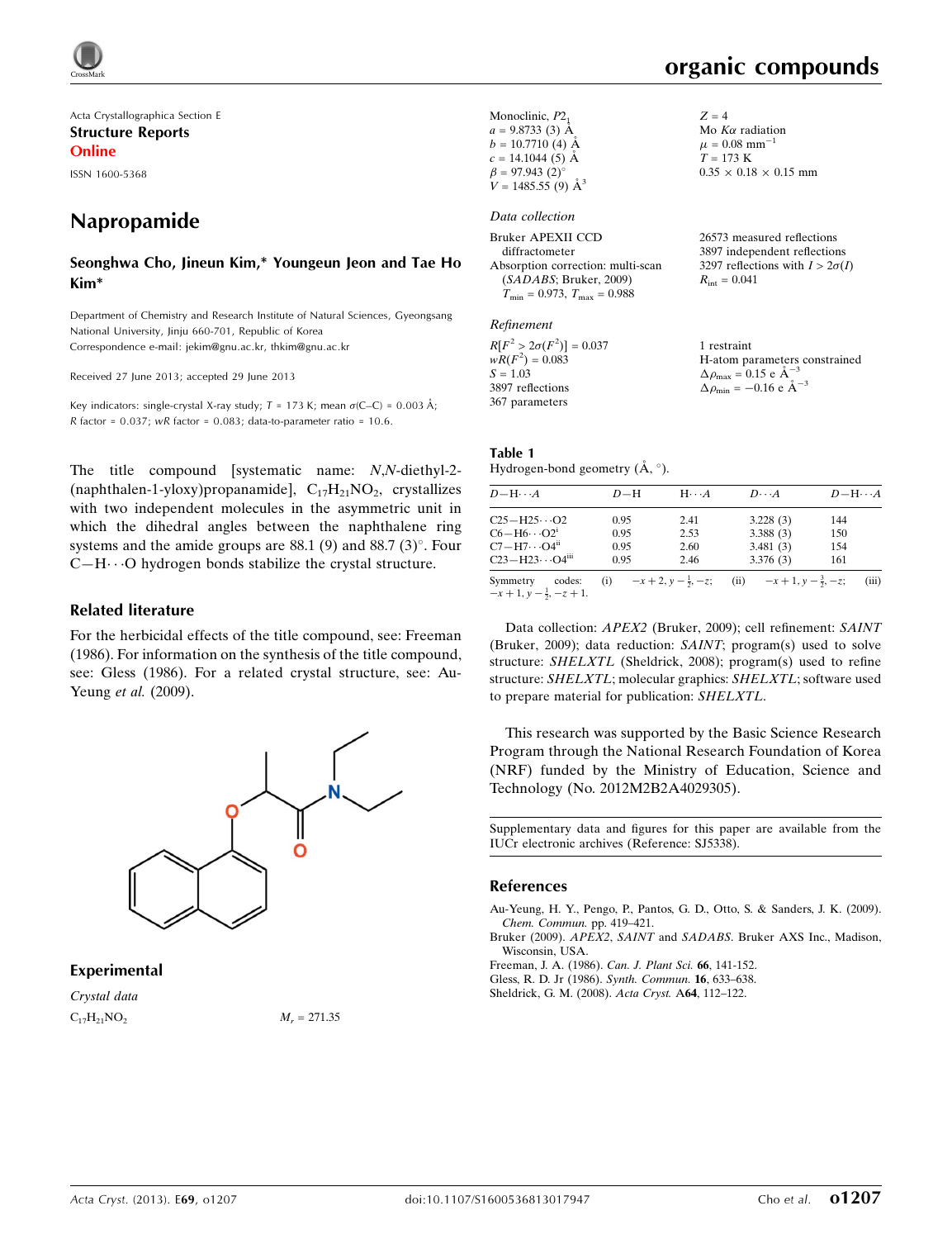Acta Crystallographica Section E

**Structure Reports Online**

ISSN 1600-5368

# Napropamide

**Seonghwa Cho, Jineun Kim,* Youngeun Jeon and Tae Ho Kim***

Department of Chemistry and Research Institute of Natural Sciences, Gyeongsang National University, Jinju 660-701, Republic of Korea
Correspondence e-mail: jekim@gnu.ac.kr, thkim@gnu.ac.kr

Received 27 June 2013; accepted 29 June 2013

Key indicators: single-crystal X-ray study; $T$ = 173 K; mean $\sigma$(C–C) = 0.003 Å; $R$ factor = 0.037; $wR$ factor = 0.083; data-to-parameter ratio = 10.6.

The title compound [systematic name: *N*,*N*-diethyl-2-(naphthalen-1-yloxy)propanamide], $C_{17}H_{21}NO_2$, crystallizes with two independent molecules in the asymmetric unit in which the dihedral angles between the naphthalene ring systems and the amide groups are 88.1 (9) and 88.7 (3)°. Four C—H···O hydrogen bonds stabilize the crystal structure.

## Related literature

For the herbicidal effects of the title compound, see: Freeman (1986). For information on the synthesis of the title compound, see: Gless (1986). For a related crystal structure, see: Au-Yeung *et al.* (2009).

## Experimental

### *Crystal data*

$C_{17}H_{21}NO_2$
$M_r$ = 271.35
Monoclinic, $P2_1$
$a$ = 9.8733 (3) Å
$b$ = 10.7710 (4) Å
$c$ = 14.1044 (5) Å
$\beta$ = 97.943 (2)°
$V$ = 1485.55 (9) Å$^3$
$Z$ = 4
Mo $K\alpha$ radiation
$\mu$ = 0.08 mm$^{-1}$
$T$ = 173 K
0.35 × 0.18 × 0.15 mm

### *Data collection*

Bruker APEXII CCD diffractometer
Absorption correction: multi-scan (*SADABS*; Bruker, 2009)
$T_{min}$ = 0.973, $T_{max}$ = 0.988
26573 measured reflections
3897 independent reflections
3297 reflections with $I > 2\sigma(I)$
$R_{int}$ = 0.041

### *Refinement*

$R[F^2 > 2\sigma(F^2)]$ = 0.037
$wR(F^2)$ = 0.083
$S$ = 1.03
3897 reflections
367 parameters
1 restraint
H-atom parameters constrained
$\Delta\rho_{max}$ = 0.15 e Å$^{-3}$
$\Delta\rho_{min}$ = −0.16 e Å$^{-3}$

**Table 1**
Hydrogen-bond geometry (Å, °).

| $D$—H···$A$ | $D$—H | H···$A$ | $D$···$A$ | $D$—H···$A$ |
|---|---|---|---|---|
| C25—H25···O2 | 0.95 | 2.41 | 3.228 (3) | 144 |
| C6—H6···O2$^{i}$ | 0.95 | 2.53 | 3.388 (3) | 150 |
| C7—H7···O4$^{ii}$ | 0.95 | 2.60 | 3.481 (3) | 154 |
| C23—H23···O4$^{iii}$ | 0.95 | 2.46 | 3.376 (3) | 161 |

Symmetry codes: (i) $-x+2, y-\frac{1}{2}, -z$; (ii) $-x+1, y-\frac{3}{2}, -z$; (iii) $-x+1, y-\frac{1}{2}, -z+1$.

Data collection: *APEX2* (Bruker, 2009); cell refinement: *SAINT* (Bruker, 2009); data reduction: *SAINT*; program(s) used to solve structure: *SHELXTL* (Sheldrick, 2008); program(s) used to refine structure: *SHELXTL*; molecular graphics: *SHELXTL*; software used to prepare material for publication: *SHELXTL*.

This research was supported by the Basic Science Research Program through the National Research Foundation of Korea (NRF) funded by the Ministry of Education, Science and Technology (No. 2012M2B2A4029305).

Supplementary data and figures for this paper are available from the IUCr electronic archives (Reference: SJ5338).

## References

Au-Yeung, H. Y., Pengo, P., Pantos, G. D., Otto, S. & Sanders, J. K. (2009). *Chem. Commun.* pp. 419–421.
Bruker (2009). *APEX2*, *SAINT* and *SADABS*. Bruker AXS Inc., Madison, Wisconsin, USA.
Freeman, J. A. (1986). *Can. J. Plant Sci.* **66**, 141-152.
Gless, R. D. Jr (1986). *Synth. Commun.* **16**, 633–638.
Sheldrick, G. M. (2008). *Acta Cryst.* A**64**, 112–122.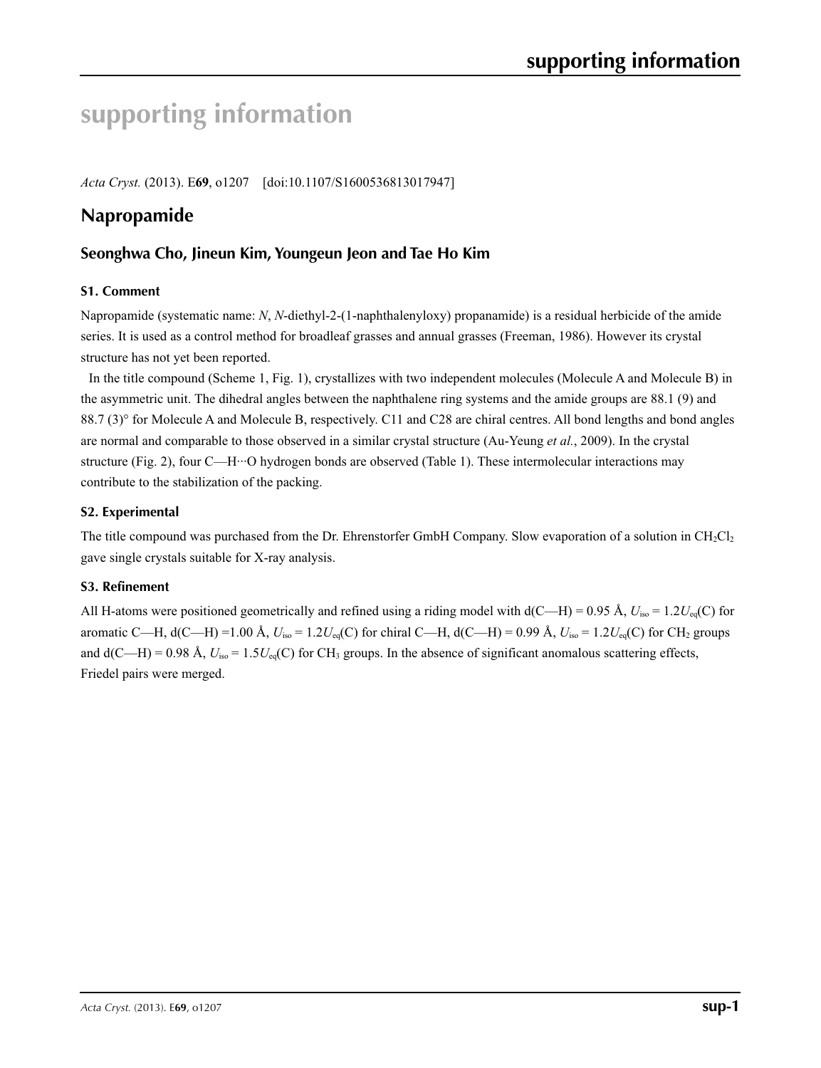# supporting information

*Acta Cryst.* (2013). E**69**, o1207 [doi:10.1107/S1600536813017947]

## Napropamide

### Seonghwa Cho, Jineun Kim, Youngeun Jeon and Tae Ho Kim

#### S1. Comment

Napropamide (systematic name: *N*, *N*-diethyl-2-(1-naphthalenyloxy) propanamide) is a residual herbicide of the amide series. It is used as a control method for broadleaf grasses and annual grasses (Freeman, 1986). However its crystal structure has not yet been reported.

In the title compound (Scheme 1, Fig. 1), crystallizes with two independent molecules (Molecule A and Molecule B) in the asymmetric unit. The dihedral angles between the naphthalene ring systems and the amide groups are 88.1 (9) and 88.7 (3)° for Molecule A and Molecule B, respectively. C11 and C28 are chiral centres. All bond lengths and bond angles are normal and comparable to those observed in a similar crystal structure (Au-Yeung *et al.*, 2009). In the crystal structure (Fig. 2), four C—H···O hydrogen bonds are observed (Table 1). These intermolecular interactions may contribute to the stabilization of the packing.

#### S2. Experimental

The title compound was purchased from the Dr. Ehrenstorfer GmbH Company. Slow evaporation of a solution in $CH_2Cl_2$ gave single crystals suitable for X-ray analysis.

#### S3. Refinement

All H-atoms were positioned geometrically and refined using a riding model with d(C—H) = 0.95 Å, $U_{iso}$ = 1.2$U_{eq}$(C) for aromatic C—H, d(C—H) =1.00 Å, $U_{iso}$ = 1.2$U_{eq}$(C) for chiral C—H, d(C—H) = 0.99 Å, $U_{iso}$ = 1.2$U_{eq}$(C) for $CH_2$ groups and d(C—H) = 0.98 Å, $U_{iso}$ = 1.5$U_{eq}$(C) for $CH_3$ groups. In the absence of significant anomalous scattering effects, Friedel pairs were merged.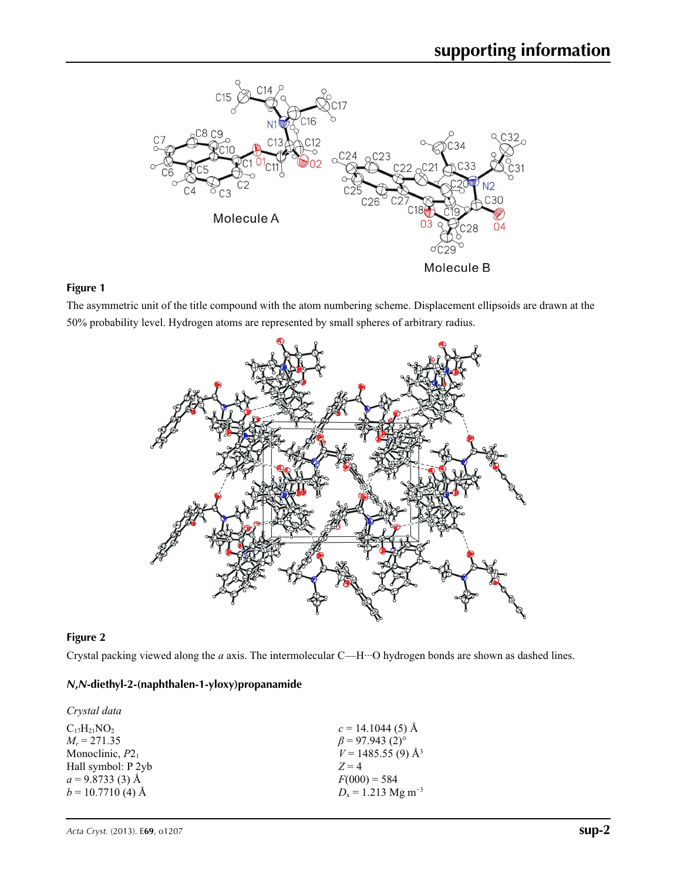**Figure 1**

The asymmetric unit of the title compound with the atom numbering scheme. Displacement ellipsoids are drawn at the 50% probability level. Hydrogen atoms are represented by small spheres of arbitrary radius.

**Figure 2**

Crystal packing viewed along the *a* axis. The intermolecular C—H···O hydrogen bonds are shown as dashed lines.

## *N*,*N*-diethyl-2-(naphthalen-1-yloxy)propanamide

*Crystal data*

$C_{17}H_{21}NO_2$
$M_r$ = 271.35
Monoclinic, $P2_1$
Hall symbol: P 2yb
$a$ = 9.8733 (3) Å
$b$ = 10.7710 (4) Å
$c$ = 14.1044 (5) Å
$\beta$ = 97.943 (2)°
$V$ = 1485.55 (9) Å$^3$
$Z$ = 4
$F(000)$ = 584
$D_x$ = 1.213 Mg m$^{-3}$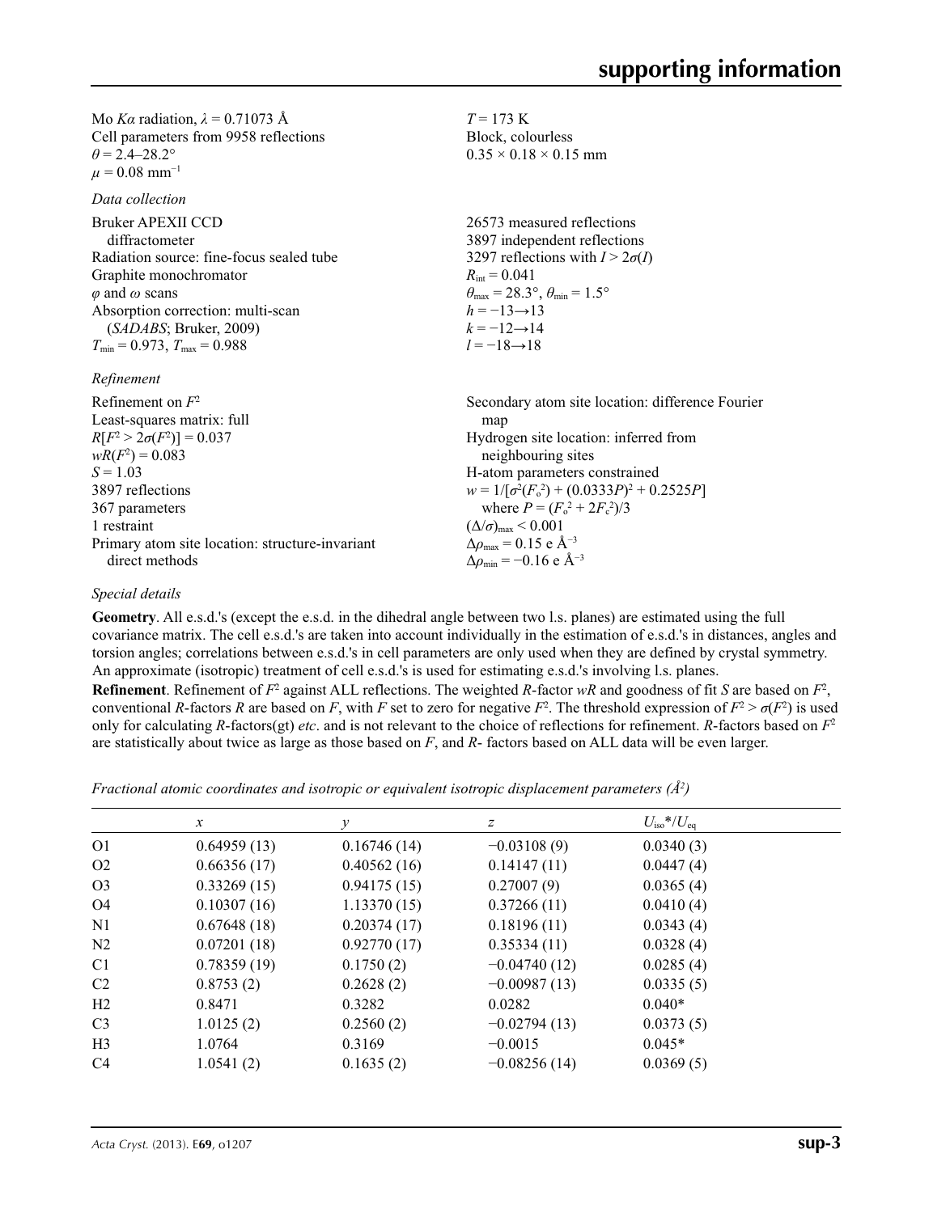Mo $K\alpha$ radiation, $\lambda = 0.71073$ Å
Cell parameters from 9958 reflections
$\theta = 2.4–28.2°$
$\mu = 0.08$ mm$^{-1}$
$T = 173$ K
Block, colourless
0.35 × 0.18 × 0.15 mm

*Data collection*

Bruker APEXII CCD diffractometer
Radiation source: fine-focus sealed tube
Graphite monochromator
$\varphi$ and $\omega$ scans
Absorption correction: multi-scan (*SADABS*; Bruker, 2009)
$T_{min} = 0.973$, $T_{max} = 0.988$
26573 measured reflections
3897 independent reflections
3297 reflections with $I > 2\sigma(I)$
$R_{int} = 0.041$
$\theta_{max} = 28.3°$, $\theta_{min} = 1.5°$
$h = -13 \rightarrow 13$
$k = -12 \rightarrow 14$
$l = -18 \rightarrow 18$

*Refinement*

Refinement on $F^2$
Least-squares matrix: full
$R[F^2 > 2\sigma(F^2)] = 0.037$
$wR(F^2) = 0.083$
$S = 1.03$
3897 reflections
367 parameters
1 restraint
Primary atom site location: structure-invariant direct methods
Secondary atom site location: difference Fourier map
Hydrogen site location: inferred from neighbouring sites
H-atom parameters constrained
$w = 1/[\sigma^2(F_o^2) + (0.0333P)^2 + 0.2525P]$ where $P = (F_o^2 + 2F_c^2)/3$
$(\Delta/\sigma)_{max} < 0.001$
$\Delta\rho_{max} = 0.15$ e Å$^{-3}$
$\Delta\rho_{min} = -0.16$ e Å$^{-3}$

*Special details*

**Geometry**. All e.s.d.'s (except the e.s.d. in the dihedral angle between two l.s. planes) are estimated using the full covariance matrix. The cell e.s.d.'s are taken into account individually in the estimation of e.s.d.'s in distances, angles and torsion angles; correlations between e.s.d.'s in cell parameters are only used when they are defined by crystal symmetry. An approximate (isotropic) treatment of cell e.s.d.'s is used for estimating e.s.d.'s involving l.s. planes.

**Refinement**. Refinement of $F^2$ against ALL reflections. The weighted $R$-factor $wR$ and goodness of fit $S$ are based on $F^2$, conventional $R$-factors $R$ are based on $F$, with $F$ set to zero for negative $F^2$. The threshold expression of $F^2 > \sigma(F^2)$ is used only for calculating $R$-factors(gt) *etc*. and is not relevant to the choice of reflections for refinement. $R$-factors based on $F^2$ are statistically about twice as large as those based on $F$, and $R$- factors based on ALL data will be even larger.

*Fractional atomic coordinates and isotropic or equivalent isotropic displacement parameters (Å$^2$)*

| | $x$ | $y$ | $z$ | $U_{iso}$*/$U_{eq}$ |
|---|---|---|---|---|
| O1 | 0.64959 (13) | 0.16746 (14) | −0.03108 (9) | 0.0340 (3) |
| O2 | 0.66356 (17) | 0.40562 (16) | 0.14147 (11) | 0.0447 (4) |
| O3 | 0.33269 (15) | 0.94175 (15) | 0.27007 (9) | 0.0365 (4) |
| O4 | 0.10307 (16) | 1.13370 (15) | 0.37266 (11) | 0.0410 (4) |
| N1 | 0.67648 (18) | 0.20374 (17) | 0.18196 (11) | 0.0343 (4) |
| N2 | 0.07201 (18) | 0.92770 (17) | 0.35334 (11) | 0.0328 (4) |
| C1 | 0.78359 (19) | 0.1750 (2) | −0.04740 (12) | 0.0285 (4) |
| C2 | 0.8753 (2) | 0.2628 (2) | −0.00987 (13) | 0.0335 (5) |
| H2 | 0.8471 | 0.3282 | 0.0282 | 0.040* |
| C3 | 1.0125 (2) | 0.2560 (2) | −0.02794 (13) | 0.0373 (5) |
| H3 | 1.0764 | 0.3169 | −0.0015 | 0.045* |
| C4 | 1.0541 (2) | 0.1635 (2) | −0.08256 (14) | 0.0369 (5) |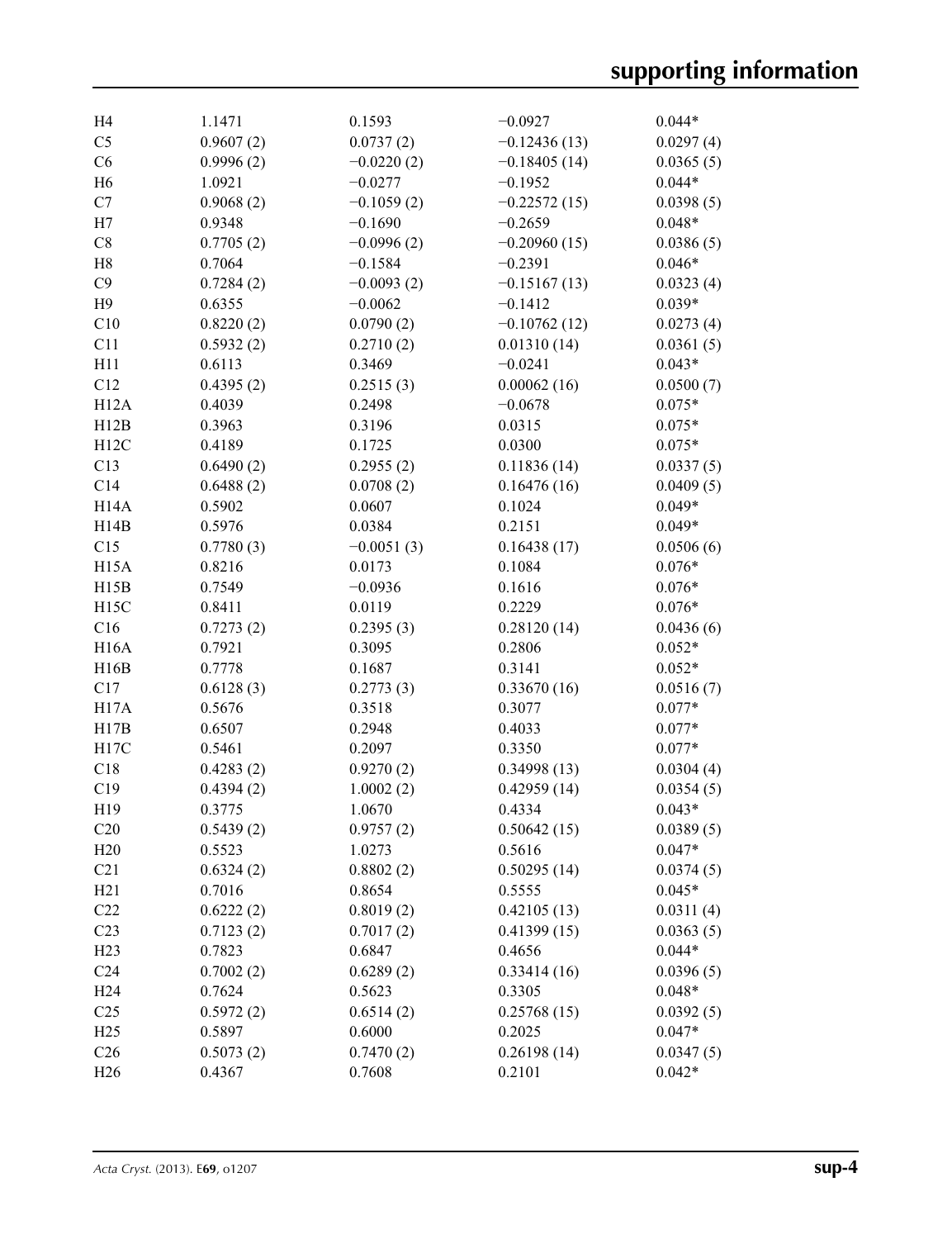| | | | | |
|---|---|---|---|---|
| H4 | 1.1471 | 0.1593 | −0.0927 | 0.044* |
| C5 | 0.9607 (2) | 0.0737 (2) | −0.12436 (13) | 0.0297 (4) |
| C6 | 0.9996 (2) | −0.0220 (2) | −0.18405 (14) | 0.0365 (5) |
| H6 | 1.0921 | −0.0277 | −0.1952 | 0.044* |
| C7 | 0.9068 (2) | −0.1059 (2) | −0.22572 (15) | 0.0398 (5) |
| H7 | 0.9348 | −0.1690 | −0.2659 | 0.048* |
| C8 | 0.7705 (2) | −0.0996 (2) | −0.20960 (15) | 0.0386 (5) |
| H8 | 0.7064 | −0.1584 | −0.2391 | 0.046* |
| C9 | 0.7284 (2) | −0.0093 (2) | −0.15167 (13) | 0.0323 (4) |
| H9 | 0.6355 | −0.0062 | −0.1412 | 0.039* |
| C10 | 0.8220 (2) | 0.0790 (2) | −0.10762 (12) | 0.0273 (4) |
| C11 | 0.5932 (2) | 0.2710 (2) | 0.01310 (14) | 0.0361 (5) |
| H11 | 0.6113 | 0.3469 | −0.0241 | 0.043* |
| C12 | 0.4395 (2) | 0.2515 (3) | 0.00062 (16) | 0.0500 (7) |
| H12A | 0.4039 | 0.2498 | −0.0678 | 0.075* |
| H12B | 0.3963 | 0.3196 | 0.0315 | 0.075* |
| H12C | 0.4189 | 0.1725 | 0.0300 | 0.075* |
| C13 | 0.6490 (2) | 0.2955 (2) | 0.11836 (14) | 0.0337 (5) |
| C14 | 0.6488 (2) | 0.0708 (2) | 0.16476 (16) | 0.0409 (5) |
| H14A | 0.5902 | 0.0607 | 0.1024 | 0.049* |
| H14B | 0.5976 | 0.0384 | 0.2151 | 0.049* |
| C15 | 0.7780 (3) | −0.0051 (3) | 0.16438 (17) | 0.0506 (6) |
| H15A | 0.8216 | 0.0173 | 0.1084 | 0.076* |
| H15B | 0.7549 | −0.0936 | 0.1616 | 0.076* |
| H15C | 0.8411 | 0.0119 | 0.2229 | 0.076* |
| C16 | 0.7273 (2) | 0.2395 (3) | 0.28120 (14) | 0.0436 (6) |
| H16A | 0.7921 | 0.3095 | 0.2806 | 0.052* |
| H16B | 0.7778 | 0.1687 | 0.3141 | 0.052* |
| C17 | 0.6128 (3) | 0.2773 (3) | 0.33670 (16) | 0.0516 (7) |
| H17A | 0.5676 | 0.3518 | 0.3077 | 0.077* |
| H17B | 0.6507 | 0.2948 | 0.4033 | 0.077* |
| H17C | 0.5461 | 0.2097 | 0.3350 | 0.077* |
| C18 | 0.4283 (2) | 0.9270 (2) | 0.34998 (13) | 0.0304 (4) |
| C19 | 0.4394 (2) | 1.0002 (2) | 0.42959 (14) | 0.0354 (5) |
| H19 | 0.3775 | 1.0670 | 0.4334 | 0.043* |
| C20 | 0.5439 (2) | 0.9757 (2) | 0.50642 (15) | 0.0389 (5) |
| H20 | 0.5523 | 1.0273 | 0.5616 | 0.047* |
| C21 | 0.6324 (2) | 0.8802 (2) | 0.50295 (14) | 0.0374 (5) |
| H21 | 0.7016 | 0.8654 | 0.5555 | 0.045* |
| C22 | 0.6222 (2) | 0.8019 (2) | 0.42105 (13) | 0.0311 (4) |
| C23 | 0.7123 (2) | 0.7017 (2) | 0.41399 (15) | 0.0363 (5) |
| H23 | 0.7823 | 0.6847 | 0.4656 | 0.044* |
| C24 | 0.7002 (2) | 0.6289 (2) | 0.33414 (16) | 0.0396 (5) |
| H24 | 0.7624 | 0.5623 | 0.3305 | 0.048* |
| C25 | 0.5972 (2) | 0.6514 (2) | 0.25768 (15) | 0.0392 (5) |
| H25 | 0.5897 | 0.6000 | 0.2025 | 0.047* |
| C26 | 0.5073 (2) | 0.7470 (2) | 0.26198 (14) | 0.0347 (5) |
| H26 | 0.4367 | 0.7608 | 0.2101 | 0.042* |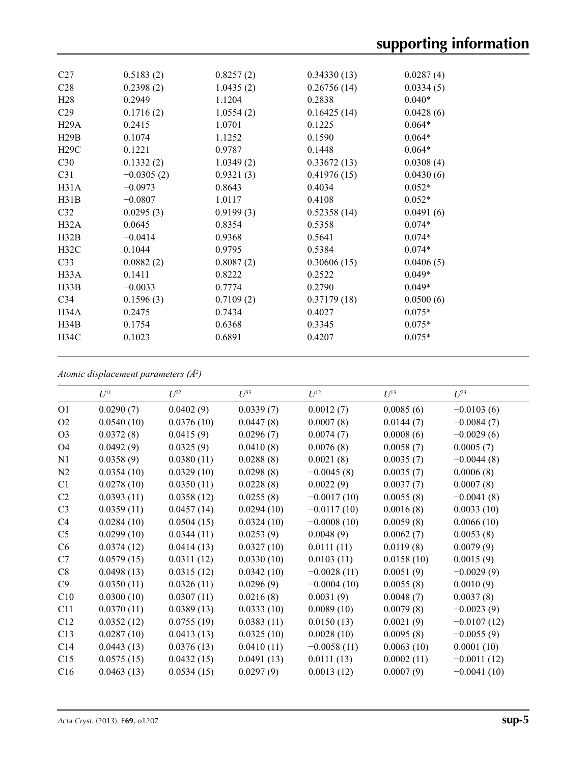| | | | | |
|---|---|---|---|---|
| C27 | 0.5183 (2) | 0.8257 (2) | 0.34330 (13) | 0.0287 (4) |
| C28 | 0.2398 (2) | 1.0435 (2) | 0.26756 (14) | 0.0334 (5) |
| H28 | 0.2949 | 1.1204 | 0.2838 | 0.040* |
| C29 | 0.1716 (2) | 1.0554 (2) | 0.16425 (14) | 0.0428 (6) |
| H29A | 0.2415 | 1.0701 | 0.1225 | 0.064* |
| H29B | 0.1074 | 1.1252 | 0.1590 | 0.064* |
| H29C | 0.1221 | 0.9787 | 0.1448 | 0.064* |
| C30 | 0.1332 (2) | 1.0349 (2) | 0.33672 (13) | 0.0308 (4) |
| C31 | −0.0305 (2) | 0.9321 (3) | 0.41976 (15) | 0.0430 (6) |
| H31A | −0.0973 | 0.8643 | 0.4034 | 0.052* |
| H31B | −0.0807 | 1.0117 | 0.4108 | 0.052* |
| C32 | 0.0295 (3) | 0.9199 (3) | 0.52358 (14) | 0.0491 (6) |
| H32A | 0.0645 | 0.8354 | 0.5358 | 0.074* |
| H32B | −0.0414 | 0.9368 | 0.5641 | 0.074* |
| H32C | 0.1044 | 0.9795 | 0.5384 | 0.074* |
| C33 | 0.0882 (2) | 0.8087 (2) | 0.30606 (15) | 0.0406 (5) |
| H33A | 0.1411 | 0.8222 | 0.2522 | 0.049* |
| H33B | −0.0033 | 0.7774 | 0.2790 | 0.049* |
| C34 | 0.1596 (3) | 0.7109 (2) | 0.37179 (18) | 0.0500 (6) |
| H34A | 0.2475 | 0.7434 | 0.4027 | 0.075* |
| H34B | 0.1754 | 0.6368 | 0.3345 | 0.075* |
| H34C | 0.1023 | 0.6891 | 0.4207 | 0.075* |

*Atomic displacement parameters (Å²)*

| | $U^{11}$ | $U^{22}$ | $U^{33}$ | $U^{12}$ | $U^{13}$ | $U^{23}$ |
|---|---|---|---|---|---|---|
| O1 | 0.0290 (7) | 0.0402 (9) | 0.0339 (7) | 0.0012 (7) | 0.0085 (6) | −0.0103 (6) |
| O2 | 0.0540 (10) | 0.0376 (10) | 0.0447 (8) | 0.0007 (8) | 0.0144 (7) | −0.0084 (7) |
| O3 | 0.0372 (8) | 0.0415 (9) | 0.0296 (7) | 0.0074 (7) | 0.0008 (6) | −0.0029 (6) |
| O4 | 0.0492 (9) | 0.0325 (9) | 0.0410 (8) | 0.0076 (8) | 0.0058 (7) | 0.0005 (7) |
| N1 | 0.0358 (9) | 0.0380 (11) | 0.0288 (8) | 0.0021 (8) | 0.0035 (7) | −0.0044 (8) |
| N2 | 0.0354 (10) | 0.0329 (10) | 0.0298 (8) | −0.0045 (8) | 0.0035 (7) | 0.0006 (8) |
| C1 | 0.0278 (10) | 0.0350 (11) | 0.0228 (8) | 0.0022 (9) | 0.0037 (7) | 0.0007 (8) |
| C2 | 0.0393 (11) | 0.0358 (12) | 0.0255 (8) | −0.0017 (10) | 0.0055 (8) | −0.0041 (8) |
| C3 | 0.0359 (11) | 0.0457 (14) | 0.0294 (10) | −0.0117 (10) | 0.0016 (8) | 0.0033 (10) |
| C4 | 0.0284 (10) | 0.0504 (15) | 0.0324 (10) | −0.0008 (10) | 0.0059 (8) | 0.0066 (10) |
| C5 | 0.0299 (10) | 0.0344 (11) | 0.0253 (9) | 0.0048 (9) | 0.0062 (7) | 0.0053 (8) |
| C6 | 0.0374 (12) | 0.0414 (13) | 0.0327 (10) | 0.0111 (11) | 0.0119 (8) | 0.0079 (9) |
| C7 | 0.0579 (15) | 0.0311 (12) | 0.0330 (10) | 0.0103 (11) | 0.0158 (10) | 0.0015 (9) |
| C8 | 0.0498 (13) | 0.0315 (12) | 0.0342 (10) | −0.0028 (11) | 0.0051 (9) | −0.0029 (9) |
| C9 | 0.0350 (11) | 0.0326 (11) | 0.0296 (9) | −0.0004 (10) | 0.0055 (8) | 0.0010 (9) |
| C10 | 0.0300 (10) | 0.0307 (11) | 0.0216 (8) | 0.0031 (9) | 0.0048 (7) | 0.0037 (8) |
| C11 | 0.0370 (11) | 0.0389 (13) | 0.0333 (10) | 0.0089 (10) | 0.0079 (8) | −0.0023 (9) |
| C12 | 0.0352 (12) | 0.0755 (19) | 0.0383 (11) | 0.0150 (13) | 0.0021 (9) | −0.0107 (12) |
| C13 | 0.0287 (10) | 0.0413 (13) | 0.0325 (10) | 0.0028 (10) | 0.0095 (8) | −0.0055 (9) |
| C14 | 0.0443 (13) | 0.0376 (13) | 0.0410 (11) | −0.0058 (11) | 0.0063 (10) | 0.0001 (10) |
| C15 | 0.0575 (15) | 0.0432 (15) | 0.0491 (13) | 0.0111 (13) | 0.0002 (11) | −0.0011 (12) |
| C16 | 0.0463 (13) | 0.0534 (15) | 0.0297 (9) | 0.0013 (12) | 0.0007 (9) | −0.0041 (10) |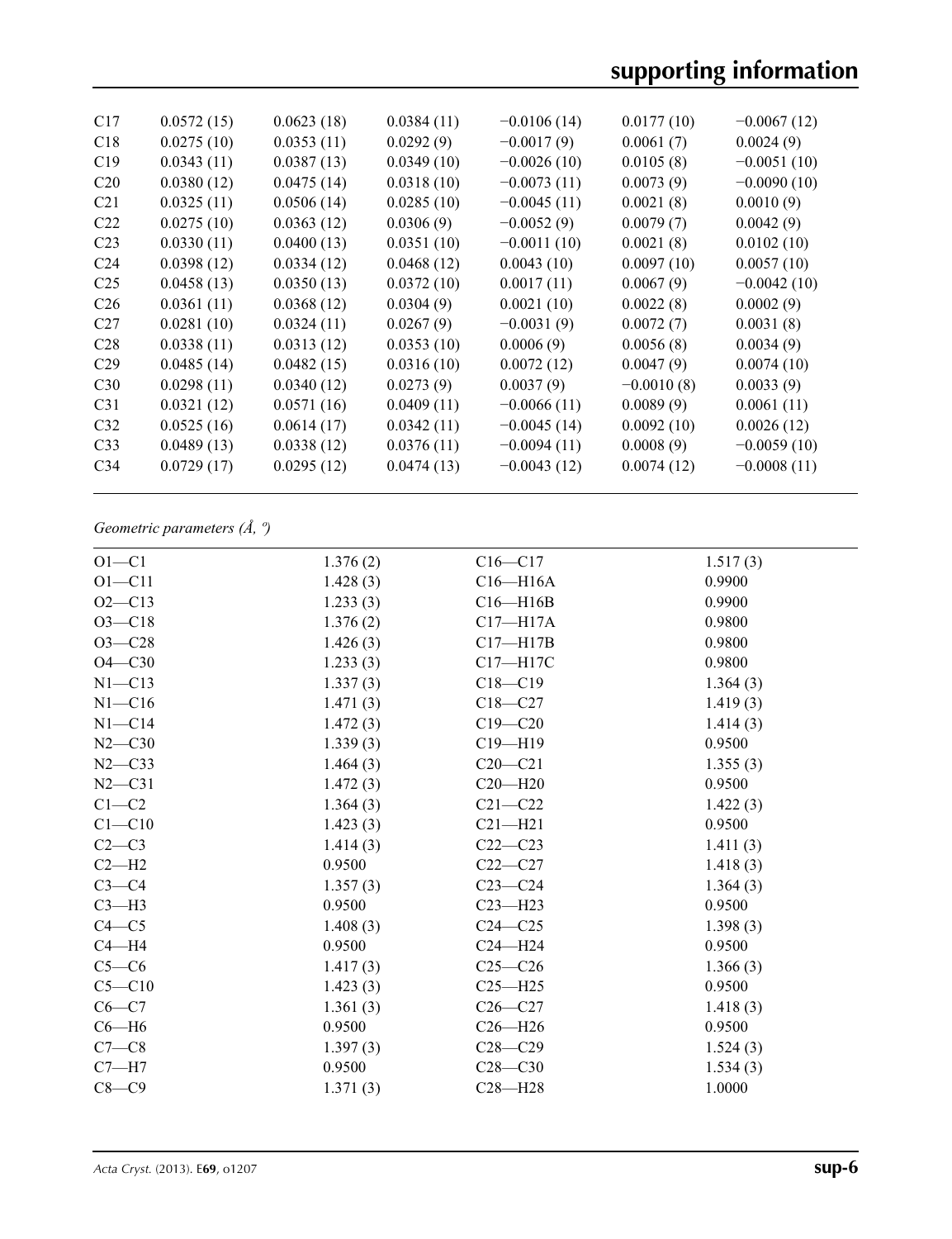| | | | | | | |
|---|---|---|---|---|---|---|
| C17 | 0.0572 (15) | 0.0623 (18) | 0.0384 (11) | −0.0106 (14) | 0.0177 (10) | −0.0067 (12) |
| C18 | 0.0275 (10) | 0.0353 (11) | 0.0292 (9) | −0.0017 (9) | 0.0061 (7) | 0.0024 (9) |
| C19 | 0.0343 (11) | 0.0387 (13) | 0.0349 (10) | −0.0026 (10) | 0.0105 (8) | −0.0051 (10) |
| C20 | 0.0380 (12) | 0.0475 (14) | 0.0318 (10) | −0.0073 (11) | 0.0073 (9) | −0.0090 (10) |
| C21 | 0.0325 (11) | 0.0506 (14) | 0.0285 (10) | −0.0045 (11) | 0.0021 (8) | 0.0010 (9) |
| C22 | 0.0275 (10) | 0.0363 (12) | 0.0306 (9) | −0.0052 (9) | 0.0079 (7) | 0.0042 (9) |
| C23 | 0.0330 (11) | 0.0400 (13) | 0.0351 (10) | −0.0011 (10) | 0.0021 (8) | 0.0102 (10) |
| C24 | 0.0398 (12) | 0.0334 (12) | 0.0468 (12) | 0.0043 (10) | 0.0097 (10) | 0.0057 (10) |
| C25 | 0.0458 (13) | 0.0350 (13) | 0.0372 (10) | 0.0017 (11) | 0.0067 (9) | −0.0042 (10) |
| C26 | 0.0361 (11) | 0.0368 (12) | 0.0304 (9) | 0.0021 (10) | 0.0022 (8) | 0.0002 (9) |
| C27 | 0.0281 (10) | 0.0324 (11) | 0.0267 (9) | −0.0031 (9) | 0.0072 (7) | 0.0031 (8) |
| C28 | 0.0338 (11) | 0.0313 (12) | 0.0353 (10) | 0.0006 (9) | 0.0056 (8) | 0.0034 (9) |
| C29 | 0.0485 (14) | 0.0482 (15) | 0.0316 (10) | 0.0072 (12) | 0.0047 (9) | 0.0074 (10) |
| C30 | 0.0298 (11) | 0.0340 (12) | 0.0273 (9) | 0.0037 (9) | −0.0010 (8) | 0.0033 (9) |
| C31 | 0.0321 (12) | 0.0571 (16) | 0.0409 (11) | −0.0066 (11) | 0.0089 (9) | 0.0061 (11) |
| C32 | 0.0525 (16) | 0.0614 (17) | 0.0342 (11) | −0.0045 (14) | 0.0092 (10) | 0.0026 (12) |
| C33 | 0.0489 (13) | 0.0338 (12) | 0.0376 (11) | −0.0094 (11) | 0.0008 (9) | −0.0059 (10) |
| C34 | 0.0729 (17) | 0.0295 (12) | 0.0474 (13) | −0.0043 (12) | 0.0074 (12) | −0.0008 (11) |

*Geometric parameters (Å, º)*

| | | | |
|---|---|---|---|
| O1—C1 | 1.376 (2) | C16—C17 | 1.517 (3) |
| O1—C11 | 1.428 (3) | C16—H16A | 0.9900 |
| O2—C13 | 1.233 (3) | C16—H16B | 0.9900 |
| O3—C18 | 1.376 (2) | C17—H17A | 0.9800 |
| O3—C28 | 1.426 (3) | C17—H17B | 0.9800 |
| O4—C30 | 1.233 (3) | C17—H17C | 0.9800 |
| N1—C13 | 1.337 (3) | C18—C19 | 1.364 (3) |
| N1—C16 | 1.471 (3) | C18—C27 | 1.419 (3) |
| N1—C14 | 1.472 (3) | C19—C20 | 1.414 (3) |
| N2—C30 | 1.339 (3) | C19—H19 | 0.9500 |
| N2—C33 | 1.464 (3) | C20—C21 | 1.355 (3) |
| N2—C31 | 1.472 (3) | C20—H20 | 0.9500 |
| C1—C2 | 1.364 (3) | C21—C22 | 1.422 (3) |
| C1—C10 | 1.423 (3) | C21—H21 | 0.9500 |
| C2—C3 | 1.414 (3) | C22—C23 | 1.411 (3) |
| C2—H2 | 0.9500 | C22—C27 | 1.418 (3) |
| C3—C4 | 1.357 (3) | C23—C24 | 1.364 (3) |
| C3—H3 | 0.9500 | C23—H23 | 0.9500 |
| C4—C5 | 1.408 (3) | C24—C25 | 1.398 (3) |
| C4—H4 | 0.9500 | C24—H24 | 0.9500 |
| C5—C6 | 1.417 (3) | C25—C26 | 1.366 (3) |
| C5—C10 | 1.423 (3) | C25—H25 | 0.9500 |
| C6—C7 | 1.361 (3) | C26—C27 | 1.418 (3) |
| C6—H6 | 0.9500 | C26—H26 | 0.9500 |
| C7—C8 | 1.397 (3) | C28—C29 | 1.524 (3) |
| C7—H7 | 0.9500 | C28—C30 | 1.534 (3) |
| C8—C9 | 1.371 (3) | C28—H28 | 1.0000 |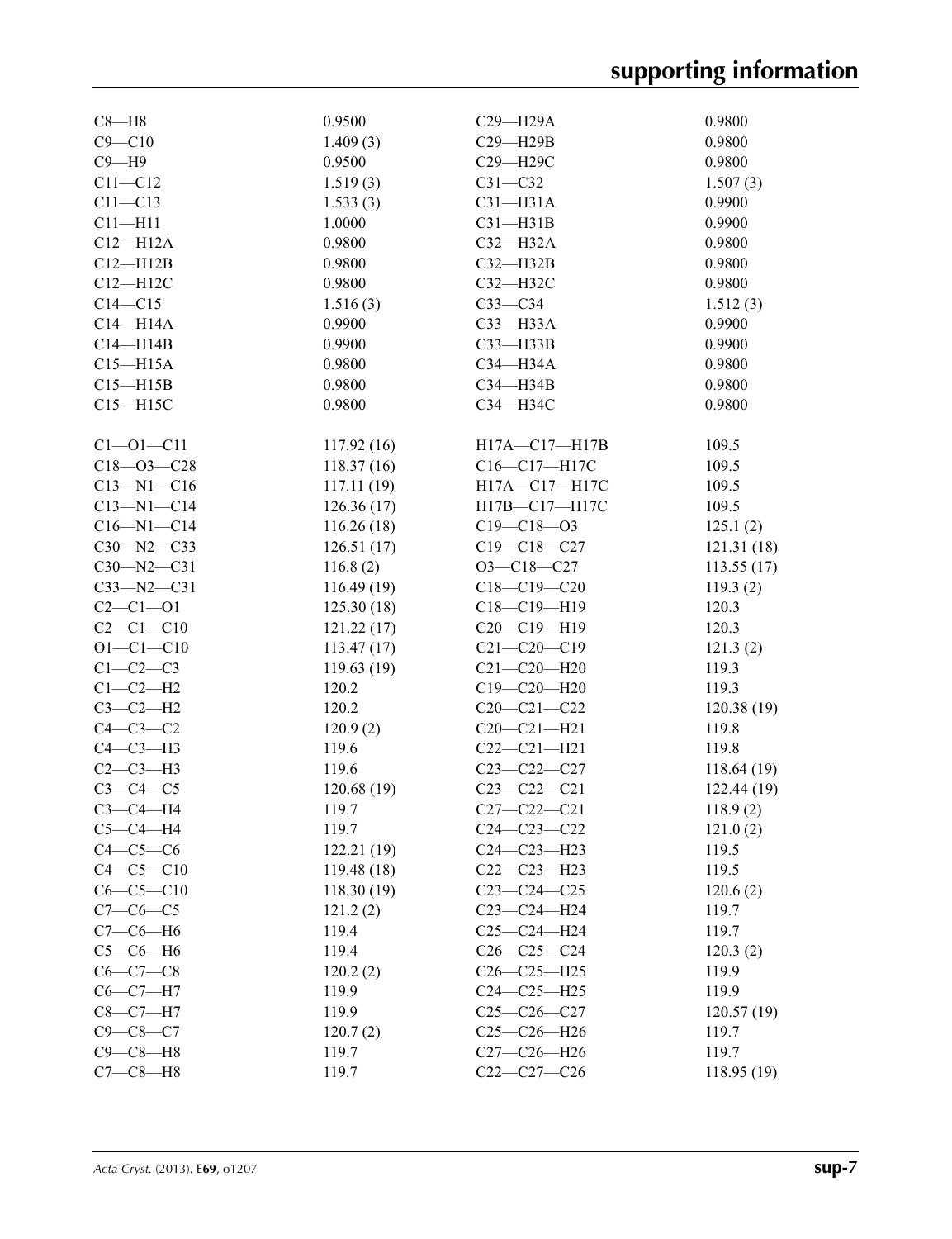| | | | |
|---|---|---|---|
| C8—H8 | 0.9500 | C29—H29A | 0.9800 |
| C9—C10 | 1.409 (3) | C29—H29B | 0.9800 |
| C9—H9 | 0.9500 | C29—H29C | 0.9800 |
| C11—C12 | 1.519 (3) | C31—C32 | 1.507 (3) |
| C11—C13 | 1.533 (3) | C31—H31A | 0.9900 |
| C11—H11 | 1.0000 | C31—H31B | 0.9900 |
| C12—H12A | 0.9800 | C32—H32A | 0.9800 |
| C12—H12B | 0.9800 | C32—H32B | 0.9800 |
| C12—H12C | 0.9800 | C32—H32C | 0.9800 |
| C14—C15 | 1.516 (3) | C33—C34 | 1.512 (3) |
| C14—H14A | 0.9900 | C33—H33A | 0.9900 |
| C14—H14B | 0.9900 | C33—H33B | 0.9900 |
| C15—H15A | 0.9800 | C34—H34A | 0.9800 |
| C15—H15B | 0.9800 | C34—H34B | 0.9800 |
| C15—H15C | 0.9800 | C34—H34C | 0.9800 |

| | | | |
|---|---|---|---|
| C1—O1—C11 | 117.92 (16) | H17A—C17—H17B | 109.5 |
| C18—O3—C28 | 118.37 (16) | C16—C17—H17C | 109.5 |
| C13—N1—C16 | 117.11 (19) | H17A—C17—H17C | 109.5 |
| C13—N1—C14 | 126.36 (17) | H17B—C17—H17C | 109.5 |
| C16—N1—C14 | 116.26 (18) | C19—C18—O3 | 125.1 (2) |
| C30—N2—C33 | 126.51 (17) | C19—C18—C27 | 121.31 (18) |
| C30—N2—C31 | 116.8 (2) | O3—C18—C27 | 113.55 (17) |
| C33—N2—C31 | 116.49 (19) | C18—C19—C20 | 119.3 (2) |
| C2—C1—O1 | 125.30 (18) | C18—C19—H19 | 120.3 |
| C2—C1—C10 | 121.22 (17) | C20—C19—H19 | 120.3 |
| O1—C1—C10 | 113.47 (17) | C21—C20—C19 | 121.3 (2) |
| C1—C2—C3 | 119.63 (19) | C21—C20—H20 | 119.3 |
| C1—C2—H2 | 120.2 | C19—C20—H20 | 119.3 |
| C3—C2—H2 | 120.2 | C20—C21—C22 | 120.38 (19) |
| C4—C3—C2 | 120.9 (2) | C20—C21—H21 | 119.8 |
| C4—C3—H3 | 119.6 | C22—C21—H21 | 119.8 |
| C2—C3—H3 | 119.6 | C23—C22—C27 | 118.64 (19) |
| C3—C4—C5 | 120.68 (19) | C23—C22—C21 | 122.44 (19) |
| C3—C4—H4 | 119.7 | C27—C22—C21 | 118.9 (2) |
| C5—C4—H4 | 119.7 | C24—C23—C22 | 121.0 (2) |
| C4—C5—C6 | 122.21 (19) | C24—C23—H23 | 119.5 |
| C4—C5—C10 | 119.48 (18) | C22—C23—H23 | 119.5 |
| C6—C5—C10 | 118.30 (19) | C23—C24—C25 | 120.6 (2) |
| C7—C6—C5 | 121.2 (2) | C23—C24—H24 | 119.7 |
| C7—C6—H6 | 119.4 | C25—C24—H24 | 119.7 |
| C5—C6—H6 | 119.4 | C26—C25—C24 | 120.3 (2) |
| C6—C7—C8 | 120.2 (2) | C26—C25—H25 | 119.9 |
| C6—C7—H7 | 119.9 | C24—C25—H25 | 119.9 |
| C8—C7—H7 | 119.9 | C25—C26—C27 | 120.57 (19) |
| C9—C8—C7 | 120.7 (2) | C25—C26—H26 | 119.7 |
| C9—C8—H8 | 119.7 | C27—C26—H26 | 119.7 |
| C7—C8—H8 | 119.7 | C22—C27—C26 | 118.95 (19) |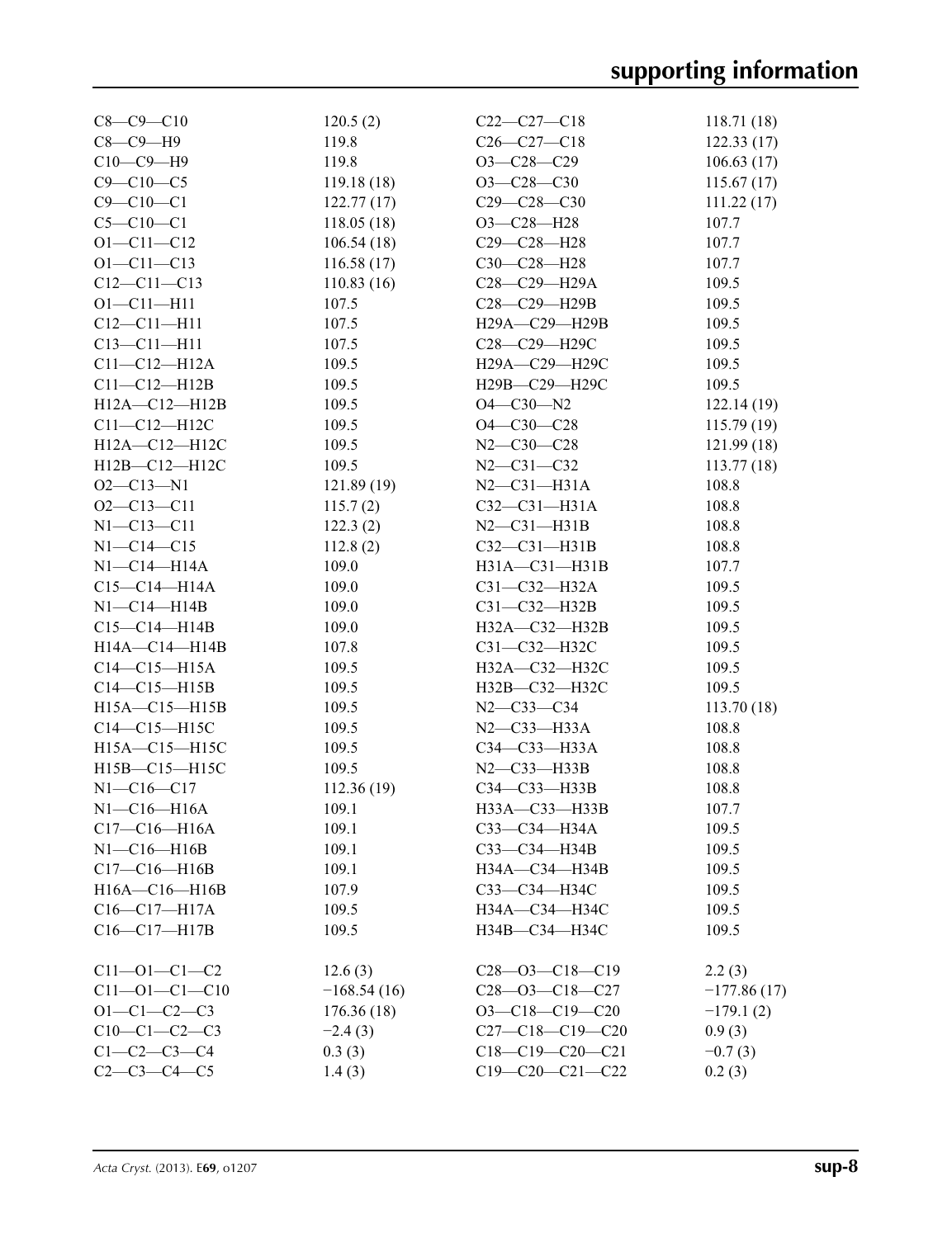| | | | |
|---|---|---|---|
| C8—C9—C10 | 120.5 (2) | C22—C27—C18 | 118.71 (18) |
| C8—C9—H9 | 119.8 | C26—C27—C18 | 122.33 (17) |
| C10—C9—H9 | 119.8 | O3—C28—C29 | 106.63 (17) |
| C9—C10—C5 | 119.18 (18) | O3—C28—C30 | 115.67 (17) |
| C9—C10—C1 | 122.77 (17) | C29—C28—C30 | 111.22 (17) |
| C5—C10—C1 | 118.05 (18) | O3—C28—H28 | 107.7 |
| O1—C11—C12 | 106.54 (18) | C29—C28—H28 | 107.7 |
| O1—C11—C13 | 116.58 (17) | C30—C28—H28 | 107.7 |
| C12—C11—C13 | 110.83 (16) | C28—C29—H29A | 109.5 |
| O1—C11—H11 | 107.5 | C28—C29—H29B | 109.5 |
| C12—C11—H11 | 107.5 | H29A—C29—H29B | 109.5 |
| C13—C11—H11 | 107.5 | C28—C29—H29C | 109.5 |
| C11—C12—H12A | 109.5 | H29A—C29—H29C | 109.5 |
| C11—C12—H12B | 109.5 | H29B—C29—H29C | 109.5 |
| H12A—C12—H12B | 109.5 | O4—C30—N2 | 122.14 (19) |
| C11—C12—H12C | 109.5 | O4—C30—C28 | 115.79 (19) |
| H12A—C12—H12C | 109.5 | N2—C30—C28 | 121.99 (18) |
| H12B—C12—H12C | 109.5 | N2—C31—C32 | 113.77 (18) |
| O2—C13—N1 | 121.89 (19) | N2—C31—H31A | 108.8 |
| O2—C13—C11 | 115.7 (2) | C32—C31—H31A | 108.8 |
| N1—C13—C11 | 122.3 (2) | N2—C31—H31B | 108.8 |
| N1—C14—C15 | 112.8 (2) | C32—C31—H31B | 108.8 |
| N1—C14—H14A | 109.0 | H31A—C31—H31B | 107.7 |
| C15—C14—H14A | 109.0 | C31—C32—H32A | 109.5 |
| N1—C14—H14B | 109.0 | C31—C32—H32B | 109.5 |
| C15—C14—H14B | 109.0 | H32A—C32—H32B | 109.5 |
| H14A—C14—H14B | 107.8 | C31—C32—H32C | 109.5 |
| C14—C15—H15A | 109.5 | H32A—C32—H32C | 109.5 |
| C14—C15—H15B | 109.5 | H32B—C32—H32C | 109.5 |
| H15A—C15—H15B | 109.5 | N2—C33—C34 | 113.70 (18) |
| C14—C15—H15C | 109.5 | N2—C33—H33A | 108.8 |
| H15A—C15—H15C | 109.5 | C34—C33—H33A | 108.8 |
| H15B—C15—H15C | 109.5 | N2—C33—H33B | 108.8 |
| N1—C16—C17 | 112.36 (19) | C34—C33—H33B | 108.8 |
| N1—C16—H16A | 109.1 | H33A—C33—H33B | 107.7 |
| C17—C16—H16A | 109.1 | C33—C34—H34A | 109.5 |
| N1—C16—H16B | 109.1 | C33—C34—H34B | 109.5 |
| C17—C16—H16B | 109.1 | H34A—C34—H34B | 109.5 |
| H16A—C16—H16B | 107.9 | C33—C34—H34C | 109.5 |
| C16—C17—H17A | 109.5 | H34A—C34—H34C | 109.5 |
| C16—C17—H17B | 109.5 | H34B—C34—H34C | 109.5 |

| | | | |
|---|---|---|---|
| C11—O1—C1—C2 | 12.6 (3) | C28—O3—C18—C19 | 2.2 (3) |
| C11—O1—C1—C10 | −168.54 (16) | C28—O3—C18—C27 | −177.86 (17) |
| O1—C1—C2—C3 | 176.36 (18) | O3—C18—C19—C20 | −179.1 (2) |
| C10—C1—C2—C3 | −2.4 (3) | C27—C18—C19—C20 | 0.9 (3) |
| C1—C2—C3—C4 | 0.3 (3) | C18—C19—C20—C21 | −0.7 (3) |
| C2—C3—C4—C5 | 1.4 (3) | C19—C20—C21—C22 | 0.2 (3) |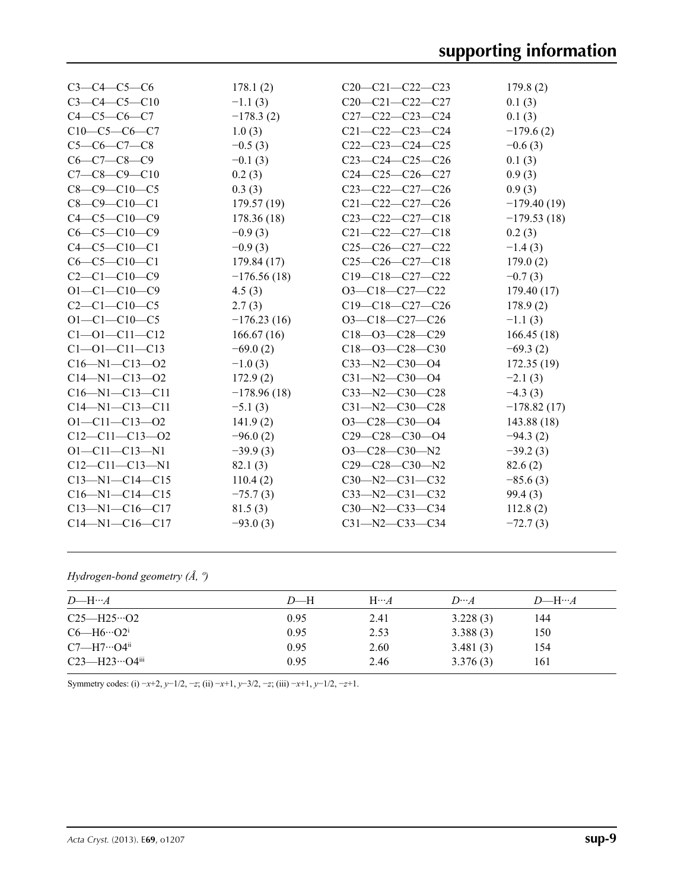| | | | |
|---|---|---|---|
| C3—C4—C5—C6 | 178.1 (2) | C20—C21—C22—C23 | 179.8 (2) |
| C3—C4—C5—C10 | −1.1 (3) | C20—C21—C22—C27 | 0.1 (3) |
| C4—C5—C6—C7 | −178.3 (2) | C27—C22—C23—C24 | 0.1 (3) |
| C10—C5—C6—C7 | 1.0 (3) | C21—C22—C23—C24 | −179.6 (2) |
| C5—C6—C7—C8 | −0.5 (3) | C22—C23—C24—C25 | −0.6 (3) |
| C6—C7—C8—C9 | −0.1 (3) | C23—C24—C25—C26 | 0.1 (3) |
| C7—C8—C9—C10 | 0.2 (3) | C24—C25—C26—C27 | 0.9 (3) |
| C8—C9—C10—C5 | 0.3 (3) | C23—C22—C27—C26 | 0.9 (3) |
| C8—C9—C10—C1 | 179.57 (19) | C21—C22—C27—C26 | −179.40 (19) |
| C4—C5—C10—C9 | 178.36 (18) | C23—C22—C27—C18 | −179.53 (18) |
| C6—C5—C10—C9 | −0.9 (3) | C21—C22—C27—C18 | 0.2 (3) |
| C4—C5—C10—C1 | −0.9 (3) | C25—C26—C27—C22 | −1.4 (3) |
| C6—C5—C10—C1 | 179.84 (17) | C25—C26—C27—C18 | 179.0 (2) |
| C2—C1—C10—C9 | −176.56 (18) | C19—C18—C27—C22 | −0.7 (3) |
| O1—C1—C10—C9 | 4.5 (3) | O3—C18—C27—C22 | 179.40 (17) |
| C2—C1—C10—C5 | 2.7 (3) | C19—C18—C27—C26 | 178.9 (2) |
| O1—C1—C10—C5 | −176.23 (16) | O3—C18—C27—C26 | −1.1 (3) |
| C1—O1—C11—C12 | 166.67 (16) | C18—O3—C28—C29 | 166.45 (18) |
| C1—O1—C11—C13 | −69.0 (2) | C18—O3—C28—C30 | −69.3 (2) |
| C16—N1—C13—O2 | −1.0 (3) | C33—N2—C30—O4 | 172.35 (19) |
| C14—N1—C13—O2 | 172.9 (2) | C31—N2—C30—O4 | −2.1 (3) |
| C16—N1—C13—C11 | −178.96 (18) | C33—N2—C30—C28 | −4.3 (3) |
| C14—N1—C13—C11 | −5.1 (3) | C31—N2—C30—C28 | −178.82 (17) |
| O1—C11—C13—O2 | 141.9 (2) | O3—C28—C30—O4 | 143.88 (18) |
| C12—C11—C13—O2 | −96.0 (2) | C29—C28—C30—O4 | −94.3 (2) |
| O1—C11—C13—N1 | −39.9 (3) | O3—C28—C30—N2 | −39.2 (3) |
| C12—C11—C13—N1 | 82.1 (3) | C29—C28—C30—N2 | 82.6 (2) |
| C13—N1—C14—C15 | 110.4 (2) | C30—N2—C31—C32 | −85.6 (3) |
| C16—N1—C14—C15 | −75.7 (3) | C33—N2—C31—C32 | 99.4 (3) |
| C13—N1—C16—C17 | 81.5 (3) | C30—N2—C33—C34 | 112.8 (2) |
| C14—N1—C16—C17 | −93.0 (3) | C31—N2—C33—C34 | −72.7 (3) |

*Hydrogen-bond geometry (Å, º)*

| *D*—H···*A* | *D*—H | H···*A* | *D*···*A* | *D*—H···*A* |
|---|---|---|---|---|
| C25—H25···O2 | 0.95 | 2.41 | 3.228 (3) | 144 |
| C6—H6···O2[i] | 0.95 | 2.53 | 3.388 (3) | 150 |
| C7—H7···O4[ii] | 0.95 | 2.60 | 3.481 (3) | 154 |
| C23—H23···O4[iii] | 0.95 | 2.46 | 3.376 (3) | 161 |

Symmetry codes: (i) −*x*+2, *y*−1/2, −*z*; (ii) −*x*+1, *y*−3/2, −*z*; (iii) −*x*+1, *y*−1/2, −*z*+1.